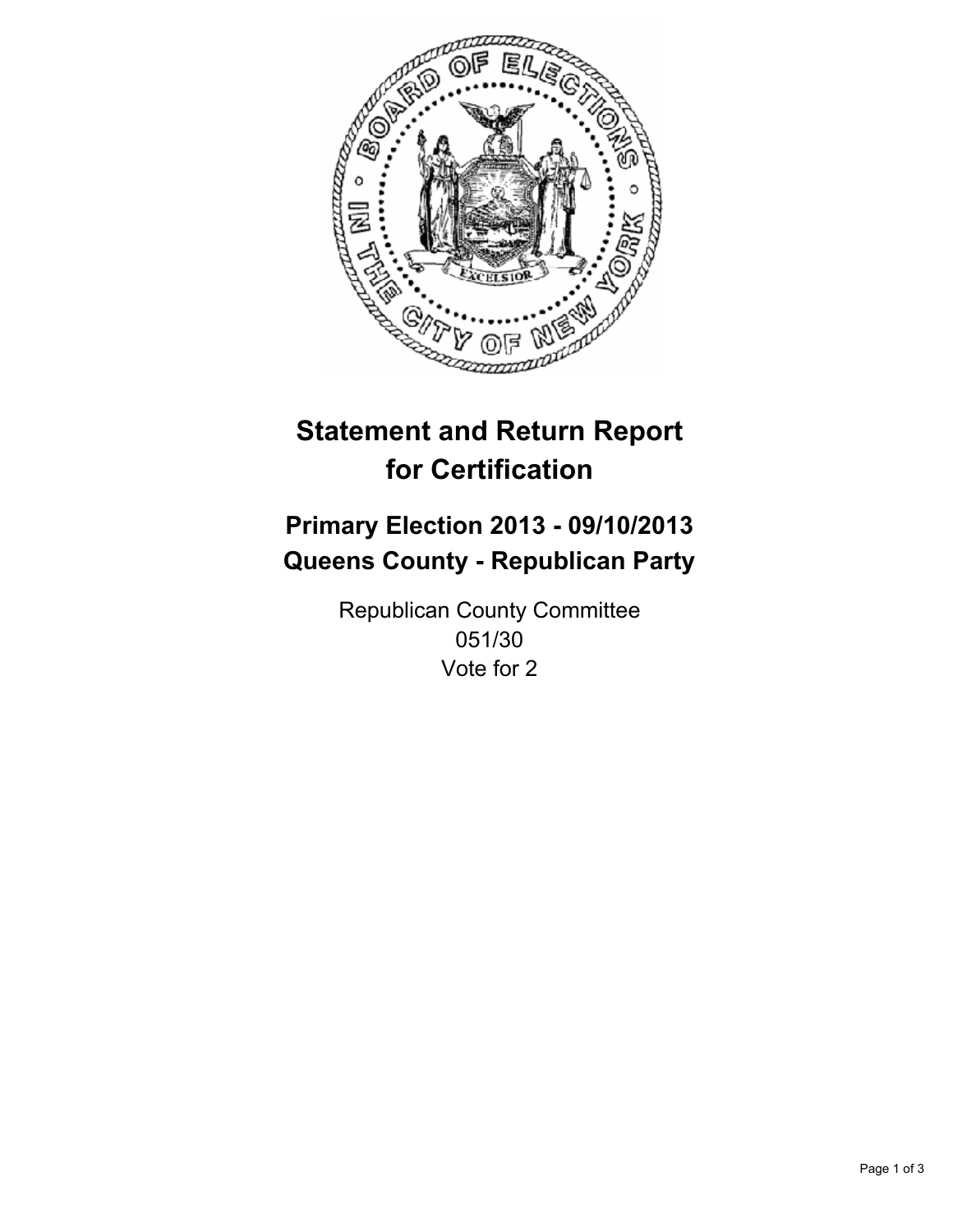# Statement and Return Report for Certification

## Primary Election 2013 - 09/10/2013
## Queens County - Republican Party

Republican County Committee
051/30
Vote for 2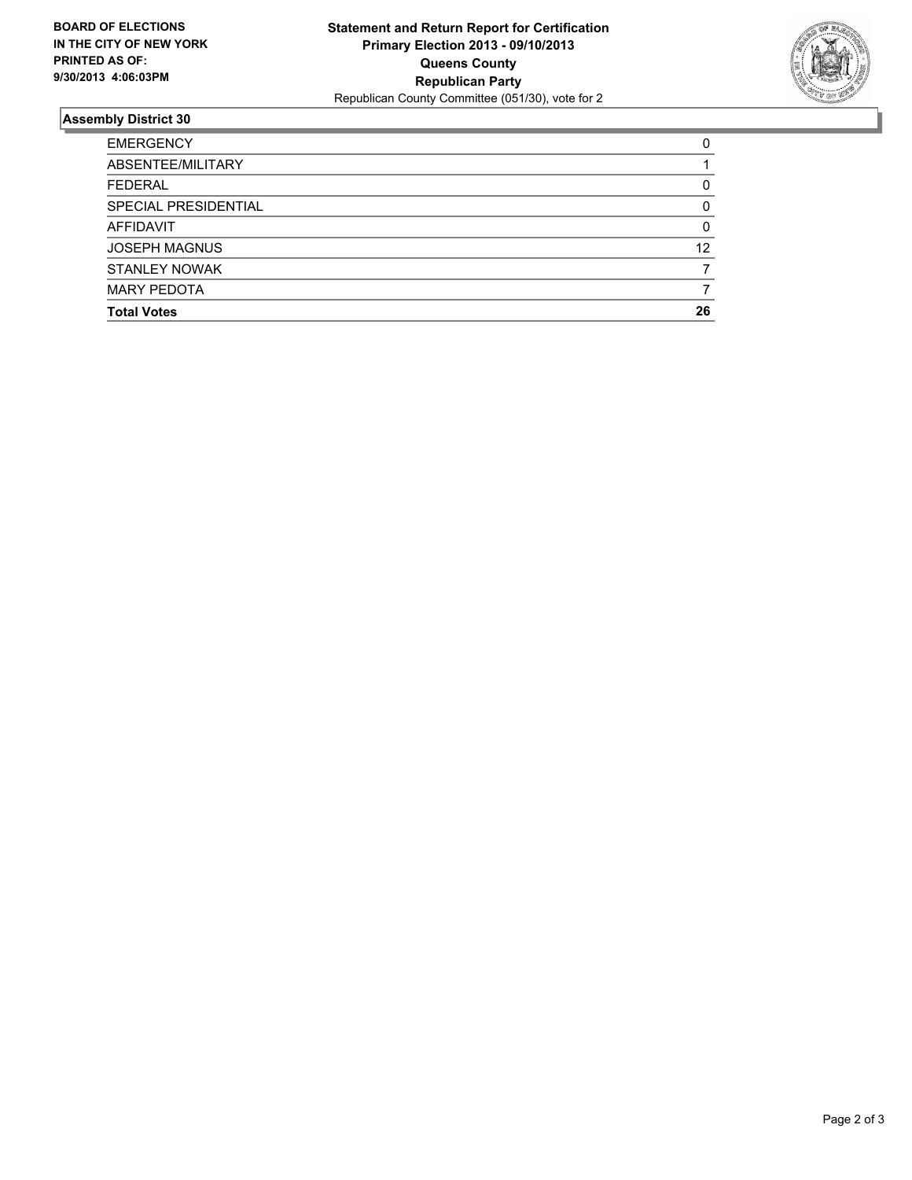**BOARD OF ELECTIONS IN THE CITY OF NEW YORK PRINTED AS OF: 9/30/2013 4:06:03PM**

**Statement and Return Report for Certification**
**Primary Election 2013 - 09/10/2013**
**Queens County**
**Republican Party**
Republican County Committee (051/30), vote for 2

## Assembly District 30

| | |
|---|---|
| EMERGENCY | 0 |
| ABSENTEE/MILITARY | 1 |
| FEDERAL | 0 |
| SPECIAL PRESIDENTIAL | 0 |
| AFFIDAVIT | 0 |
| JOSEPH MAGNUS | 12 |
| STANLEY NOWAK | 7 |
| MARY PEDOTA | 7 |
| **Total Votes** | **26** |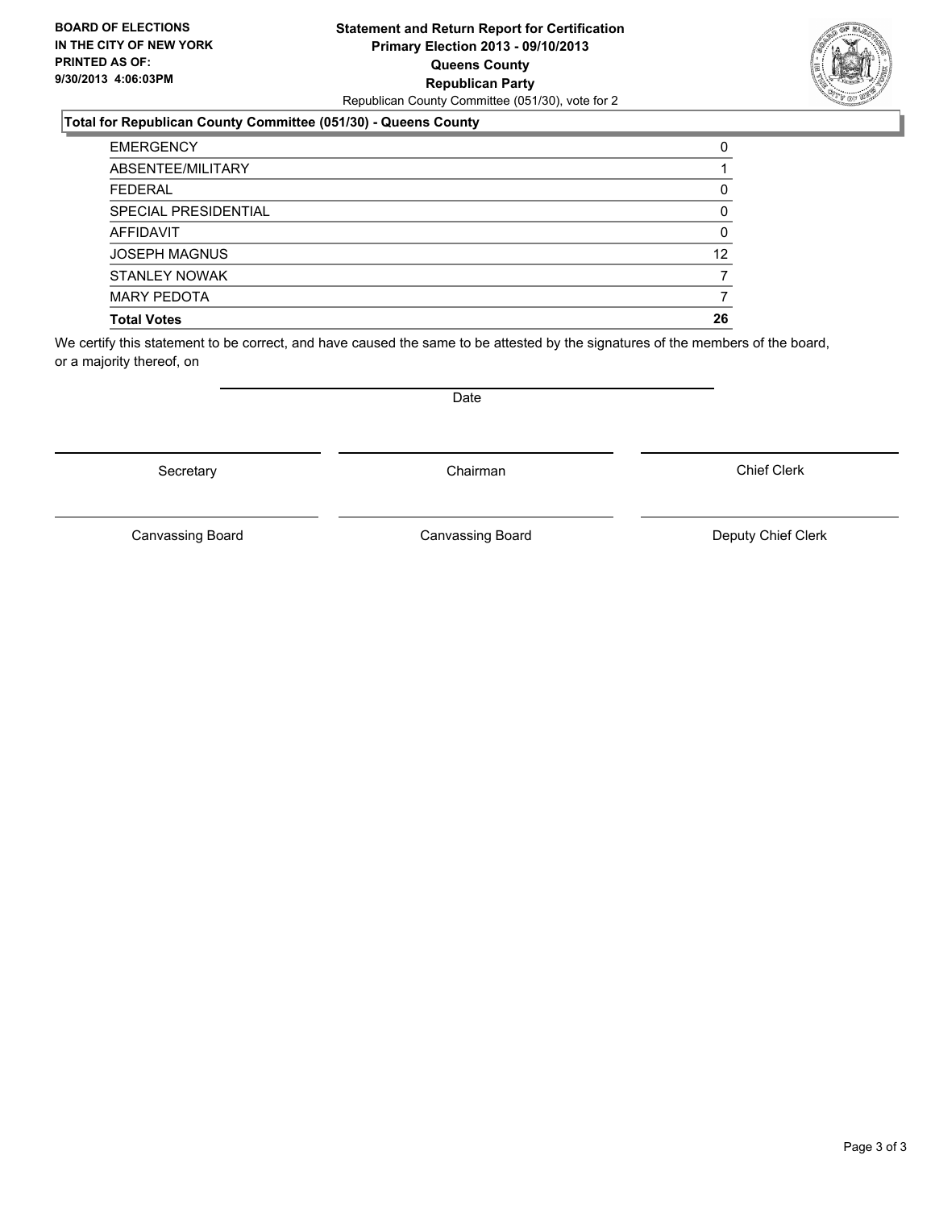**BOARD OF ELECTIONS IN THE CITY OF NEW YORK PRINTED AS OF: 9/30/2013 4:06:03PM**

**Statement and Return Report for Certification**
**Primary Election 2013 - 09/10/2013**
**Queens County**
**Republican Party**
Republican County Committee (051/30), vote for 2

### Total for Republican County Committee (051/30) - Queens County

| | |
|---|---|
| EMERGENCY | 0 |
| ABSENTEE/MILITARY | 1 |
| FEDERAL | 0 |
| SPECIAL PRESIDENTIAL | 0 |
| AFFIDAVIT | 0 |
| JOSEPH MAGNUS | 12 |
| STANLEY NOWAK | 7 |
| MARY PEDOTA | 7 |
| **Total Votes** | **26** |

We certify this statement to be correct, and have caused the same to be attested by the signatures of the members of the board, or a majority thereof, on

Date

Secretary

Chairman

Chief Clerk

Canvassing Board

Canvassing Board

Deputy Chief Clerk